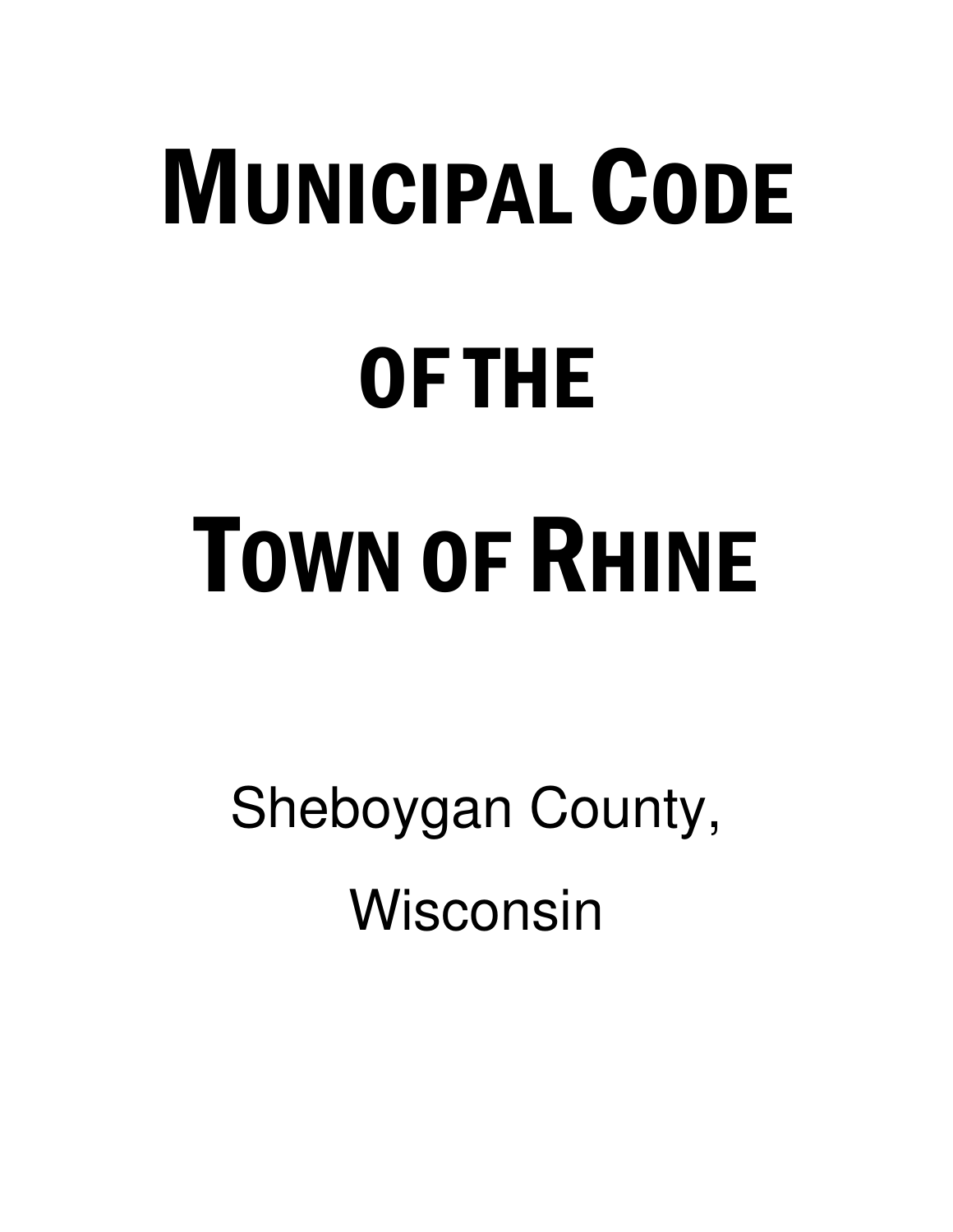# MUNICIPAL CODE

# OF THE

# TOWN OF RHINE

Sheboygan County,

Wisconsin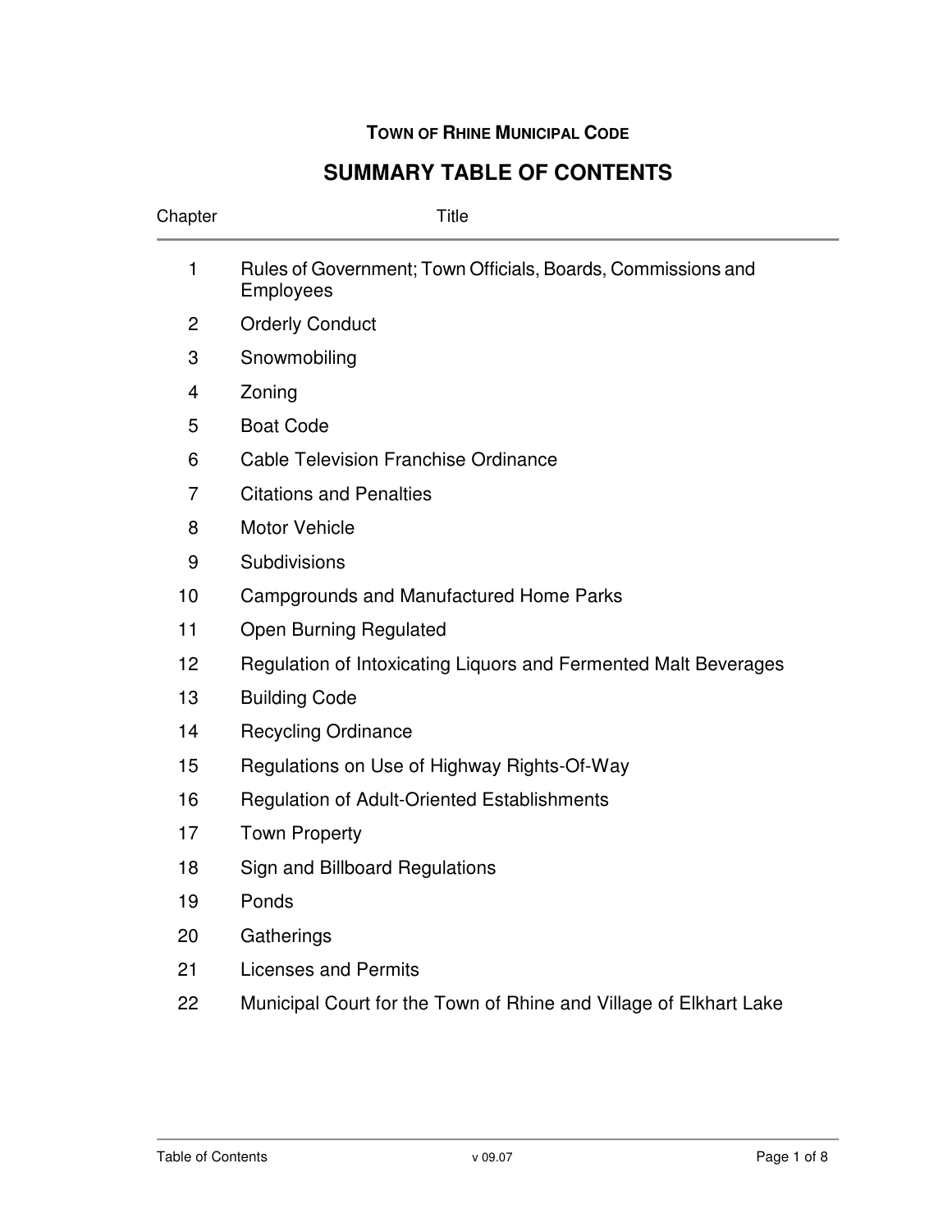**Town of Rhine Municipal Code**

# SUMMARY TABLE OF CONTENTS

| Chapter | Title |
|---|---|
| 1 | Rules of Government; Town Officials, Boards, Commissions and Employees |
| 2 | Orderly Conduct |
| 3 | Snowmobiling |
| 4 | Zoning |
| 5 | Boat Code |
| 6 | Cable Television Franchise Ordinance |
| 7 | Citations and Penalties |
| 8 | Motor Vehicle |
| 9 | Subdivisions |
| 10 | Campgrounds and Manufactured Home Parks |
| 11 | Open Burning Regulated |
| 12 | Regulation of Intoxicating Liquors and Fermented Malt Beverages |
| 13 | Building Code |
| 14 | Recycling Ordinance |
| 15 | Regulations on Use of Highway Rights-Of-Way |
| 16 | Regulation of Adult-Oriented Establishments |
| 17 | Town Property |
| 18 | Sign and Billboard Regulations |
| 19 | Ponds |
| 20 | Gatherings |
| 21 | Licenses and Permits |
| 22 | Municipal Court for the Town of Rhine and Village of Elkhart Lake |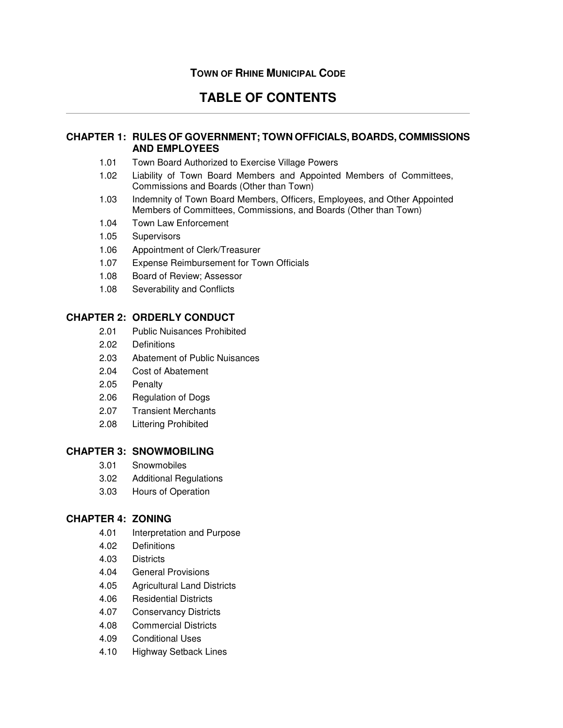**TOWN OF RHINE MUNICIPAL CODE**

# TABLE OF CONTENTS

---

## CHAPTER 1: RULES OF GOVERNMENT; TOWN OFFICIALS, BOARDS, COMMISSIONS AND EMPLOYEES

- 1.01 Town Board Authorized to Exercise Village Powers
- 1.02 Liability of Town Board Members and Appointed Members of Committees, Commissions and Boards (Other than Town)
- 1.03 Indemnity of Town Board Members, Officers, Employees, and Other Appointed Members of Committees, Commissions, and Boards (Other than Town)
- 1.04 Town Law Enforcement
- 1.05 Supervisors
- 1.06 Appointment of Clerk/Treasurer
- 1.07 Expense Reimbursement for Town Officials
- 1.08 Board of Review; Assessor
- 1.08 Severability and Conflicts

## CHAPTER 2: ORDERLY CONDUCT

- 2.01 Public Nuisances Prohibited
- 2.02 Definitions
- 2.03 Abatement of Public Nuisances
- 2.04 Cost of Abatement
- 2.05 Penalty
- 2.06 Regulation of Dogs
- 2.07 Transient Merchants
- 2.08 Littering Prohibited

## CHAPTER 3: SNOWMOBILING

- 3.01 Snowmobiles
- 3.02 Additional Regulations
- 3.03 Hours of Operation

## CHAPTER 4: ZONING

- 4.01 Interpretation and Purpose
- 4.02 Definitions
- 4.03 Districts
- 4.04 General Provisions
- 4.05 Agricultural Land Districts
- 4.06 Residential Districts
- 4.07 Conservancy Districts
- 4.08 Commercial Districts
- 4.09 Conditional Uses
- 4.10 Highway Setback Lines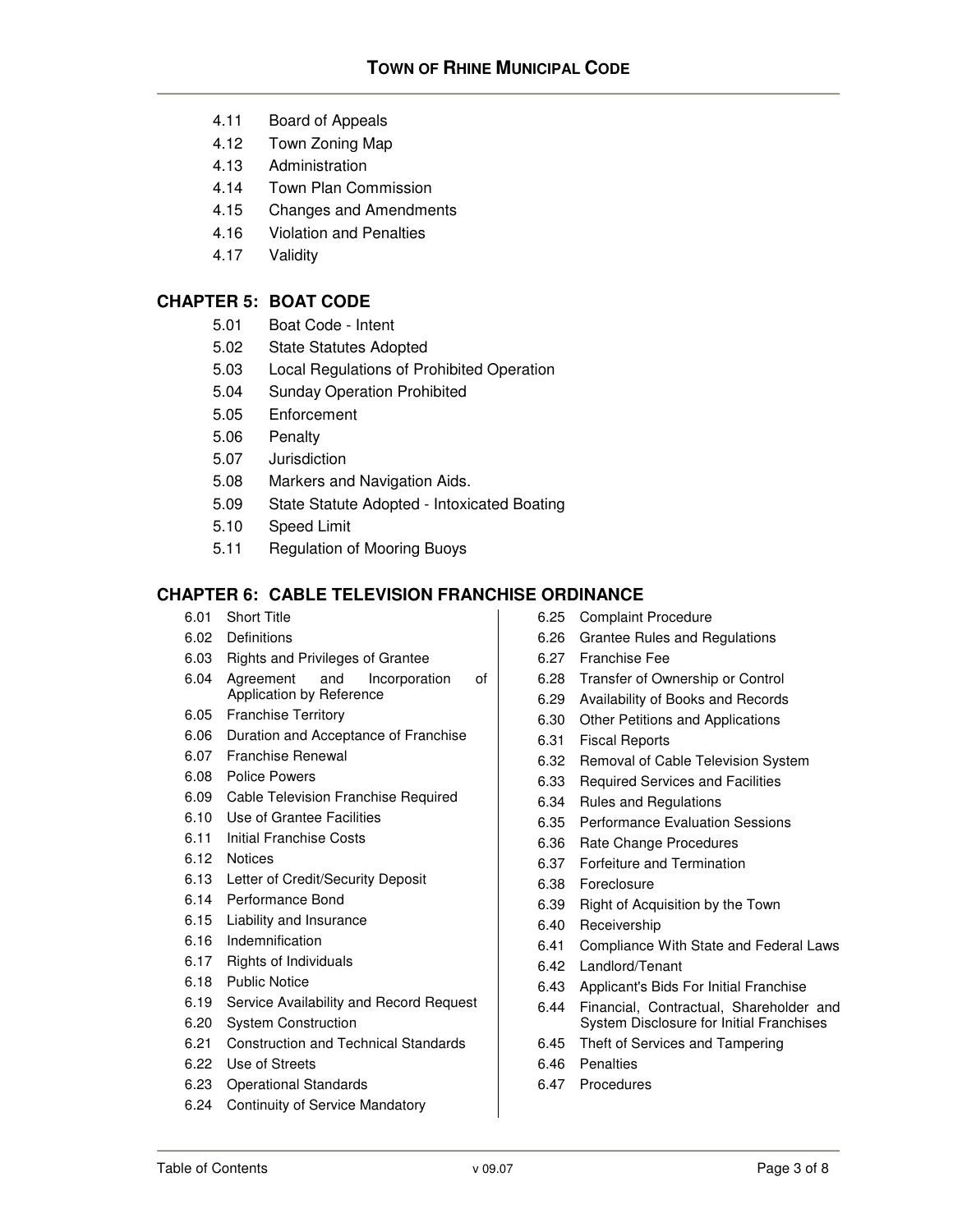- 4.11 Board of Appeals
- 4.12 Town Zoning Map
- 4.13 Administration
- 4.14 Town Plan Commission
- 4.15 Changes and Amendments
- 4.16 Violation and Penalties
- 4.17 Validity

## CHAPTER 5: BOAT CODE

- 5.01 Boat Code - Intent
- 5.02 State Statutes Adopted
- 5.03 Local Regulations of Prohibited Operation
- 5.04 Sunday Operation Prohibited
- 5.05 Enforcement
- 5.06 Penalty
- 5.07 Jurisdiction
- 5.08 Markers and Navigation Aids.
- 5.09 State Statute Adopted - Intoxicated Boating
- 5.10 Speed Limit
- 5.11 Regulation of Mooring Buoys

## CHAPTER 6: CABLE TELEVISION FRANCHISE ORDINANCE

- 6.01 Short Title
- 6.02 Definitions
- 6.03 Rights and Privileges of Grantee
- 6.04 Agreement and Incorporation of Application by Reference
- 6.05 Franchise Territory
- 6.06 Duration and Acceptance of Franchise
- 6.07 Franchise Renewal
- 6.08 Police Powers
- 6.09 Cable Television Franchise Required
- 6.10 Use of Grantee Facilities
- 6.11 Initial Franchise Costs
- 6.12 Notices
- 6.13 Letter of Credit/Security Deposit
- 6.14 Performance Bond
- 6.15 Liability and Insurance
- 6.16 Indemnification
- 6.17 Rights of Individuals
- 6.18 Public Notice
- 6.19 Service Availability and Record Request
- 6.20 System Construction
- 6.21 Construction and Technical Standards
- 6.22 Use of Streets
- 6.23 Operational Standards
- 6.24 Continuity of Service Mandatory
- 6.25 Complaint Procedure
- 6.26 Grantee Rules and Regulations
- 6.27 Franchise Fee
- 6.28 Transfer of Ownership or Control
- 6.29 Availability of Books and Records
- 6.30 Other Petitions and Applications
- 6.31 Fiscal Reports
- 6.32 Removal of Cable Television System
- 6.33 Required Services and Facilities
- 6.34 Rules and Regulations
- 6.35 Performance Evaluation Sessions
- 6.36 Rate Change Procedures
- 6.37 Forfeiture and Termination
- 6.38 Foreclosure
- 6.39 Right of Acquisition by the Town
- 6.40 Receivership
- 6.41 Compliance With State and Federal Laws
- 6.42 Landlord/Tenant
- 6.43 Applicant's Bids For Initial Franchise
- 6.44 Financial, Contractual, Shareholder and System Disclosure for Initial Franchises
- 6.45 Theft of Services and Tampering
- 6.46 Penalties
- 6.47 Procedures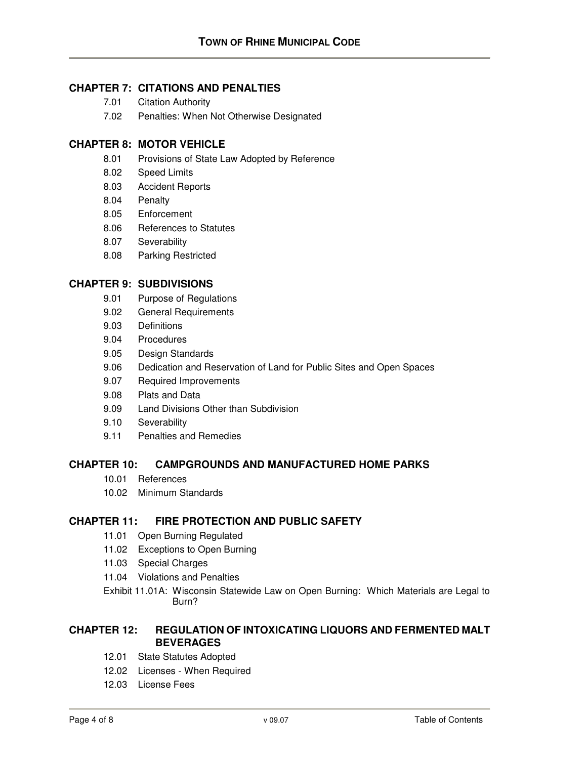## CHAPTER 7: CITATIONS AND PENALTIES

- 7.01 Citation Authority
- 7.02 Penalties: When Not Otherwise Designated

## CHAPTER 8: MOTOR VEHICLE

- 8.01 Provisions of State Law Adopted by Reference
- 8.02 Speed Limits
- 8.03 Accident Reports
- 8.04 Penalty
- 8.05 Enforcement
- 8.06 References to Statutes
- 8.07 Severability
- 8.08 Parking Restricted

## CHAPTER 9: SUBDIVISIONS

- 9.01 Purpose of Regulations
- 9.02 General Requirements
- 9.03 Definitions
- 9.04 Procedures
- 9.05 Design Standards
- 9.06 Dedication and Reservation of Land for Public Sites and Open Spaces
- 9.07 Required Improvements
- 9.08 Plats and Data
- 9.09 Land Divisions Other than Subdivision
- 9.10 Severability
- 9.11 Penalties and Remedies

## CHAPTER 10: CAMPGROUNDS AND MANUFACTURED HOME PARKS

- 10.01 References
- 10.02 Minimum Standards

## CHAPTER 11: FIRE PROTECTION AND PUBLIC SAFETY

- 11.01 Open Burning Regulated
- 11.02 Exceptions to Open Burning
- 11.03 Special Charges
- 11.04 Violations and Penalties
- Exhibit 11.01A: Wisconsin Statewide Law on Open Burning: Which Materials are Legal to Burn?

## CHAPTER 12: REGULATION OF INTOXICATING LIQUORS AND FERMENTED MALT BEVERAGES

- 12.01 State Statutes Adopted
- 12.02 Licenses - When Required
- 12.03 License Fees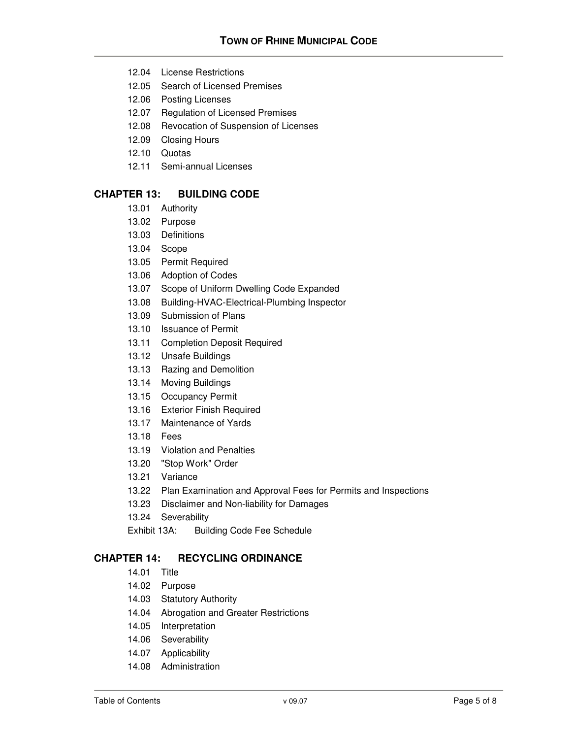- 12.04 License Restrictions
- 12.05 Search of Licensed Premises
- 12.06 Posting Licenses
- 12.07 Regulation of Licensed Premises
- 12.08 Revocation of Suspension of Licenses
- 12.09 Closing Hours
- 12.10 Quotas
- 12.11 Semi-annual Licenses

## CHAPTER 13: BUILDING CODE

- 13.01 Authority
- 13.02 Purpose
- 13.03 Definitions
- 13.04 Scope
- 13.05 Permit Required
- 13.06 Adoption of Codes
- 13.07 Scope of Uniform Dwelling Code Expanded
- 13.08 Building-HVAC-Electrical-Plumbing Inspector
- 13.09 Submission of Plans
- 13.10 Issuance of Permit
- 13.11 Completion Deposit Required
- 13.12 Unsafe Buildings
- 13.13 Razing and Demolition
- 13.14 Moving Buildings
- 13.15 Occupancy Permit
- 13.16 Exterior Finish Required
- 13.17 Maintenance of Yards
- 13.18 Fees
- 13.19 Violation and Penalties
- 13.20 "Stop Work" Order
- 13.21 Variance
- 13.22 Plan Examination and Approval Fees for Permits and Inspections
- 13.23 Disclaimer and Non-liability for Damages
- 13.24 Severability
- Exhibit 13A: Building Code Fee Schedule

## CHAPTER 14: RECYCLING ORDINANCE

- 14.01 Title
- 14.02 Purpose
- 14.03 Statutory Authority
- 14.04 Abrogation and Greater Restrictions
- 14.05 Interpretation
- 14.06 Severability
- 14.07 Applicability
- 14.08 Administration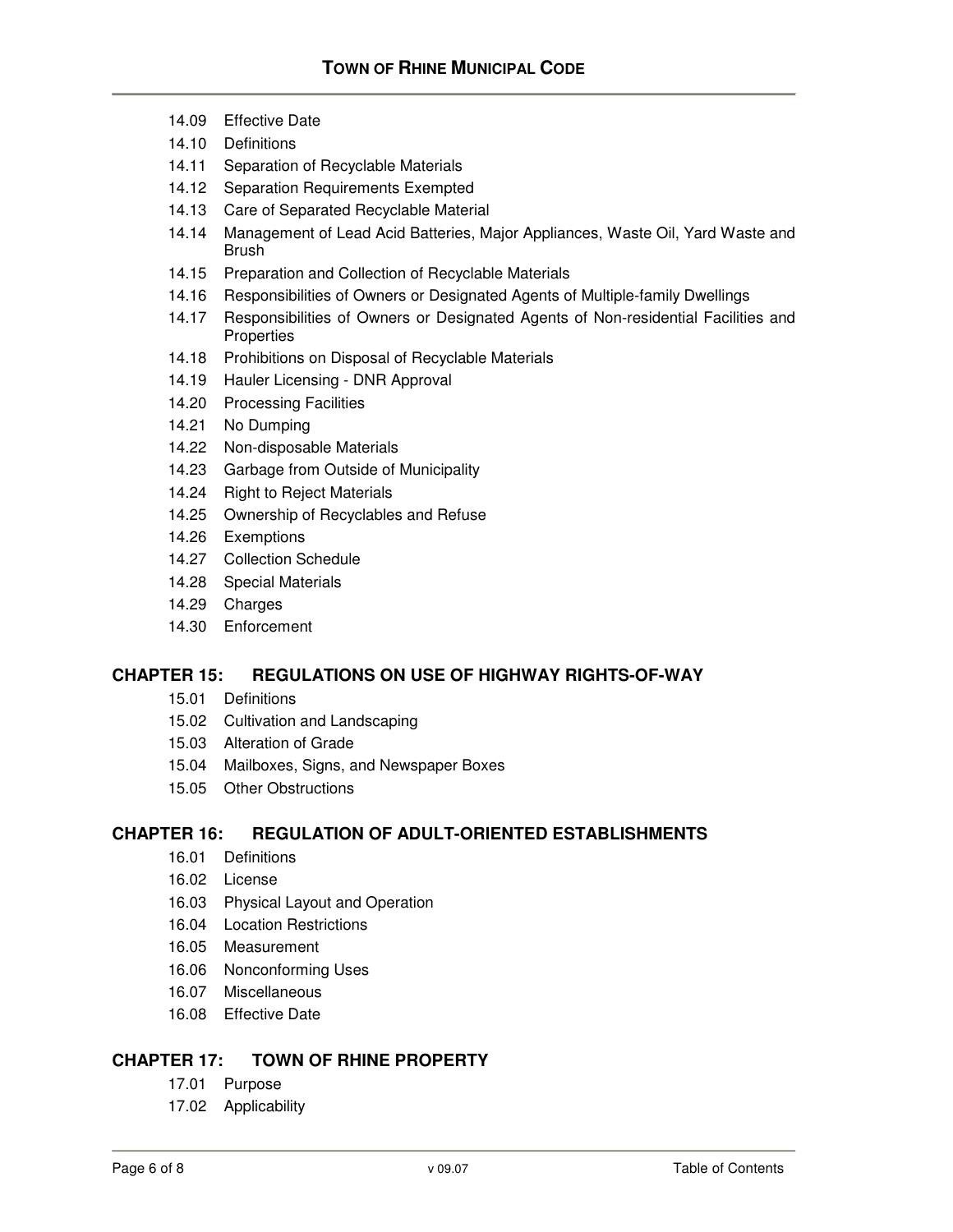- 14.09 Effective Date
- 14.10 Definitions
- 14.11 Separation of Recyclable Materials
- 14.12 Separation Requirements Exempted
- 14.13 Care of Separated Recyclable Material
- 14.14 Management of Lead Acid Batteries, Major Appliances, Waste Oil, Yard Waste and Brush
- 14.15 Preparation and Collection of Recyclable Materials
- 14.16 Responsibilities of Owners or Designated Agents of Multiple-family Dwellings
- 14.17 Responsibilities of Owners or Designated Agents of Non-residential Facilities and Properties
- 14.18 Prohibitions on Disposal of Recyclable Materials
- 14.19 Hauler Licensing - DNR Approval
- 14.20 Processing Facilities
- 14.21 No Dumping
- 14.22 Non-disposable Materials
- 14.23 Garbage from Outside of Municipality
- 14.24 Right to Reject Materials
- 14.25 Ownership of Recyclables and Refuse
- 14.26 Exemptions
- 14.27 Collection Schedule
- 14.28 Special Materials
- 14.29 Charges
- 14.30 Enforcement

## CHAPTER 15: REGULATIONS ON USE OF HIGHWAY RIGHTS-OF-WAY

- 15.01 Definitions
- 15.02 Cultivation and Landscaping
- 15.03 Alteration of Grade
- 15.04 Mailboxes, Signs, and Newspaper Boxes
- 15.05 Other Obstructions

## CHAPTER 16: REGULATION OF ADULT-ORIENTED ESTABLISHMENTS

- 16.01 Definitions
- 16.02 License
- 16.03 Physical Layout and Operation
- 16.04 Location Restrictions
- 16.05 Measurement
- 16.06 Nonconforming Uses
- 16.07 Miscellaneous
- 16.08 Effective Date

## CHAPTER 17: TOWN OF RHINE PROPERTY

- 17.01 Purpose
- 17.02 Applicability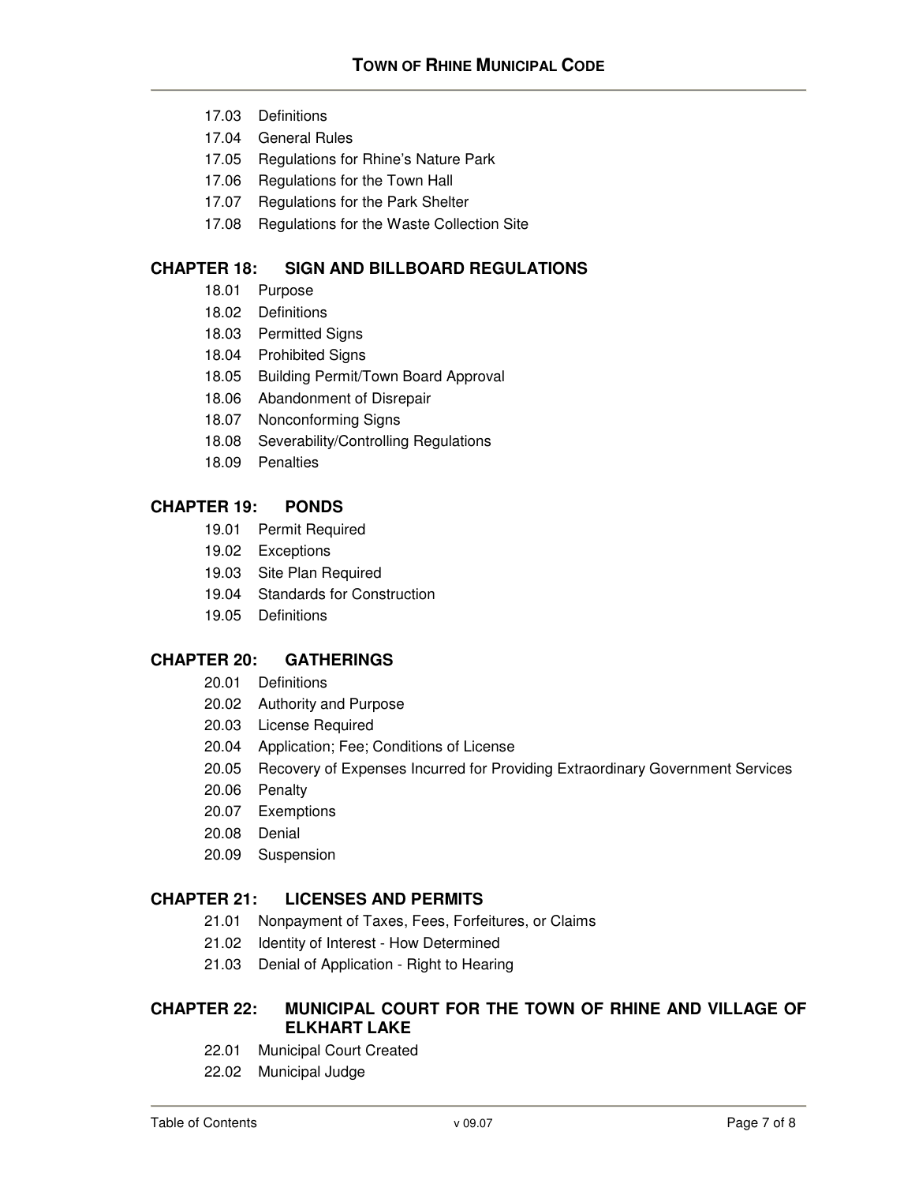17.03 Definitions
17.04 General Rules
17.05 Regulations for Rhine's Nature Park
17.06 Regulations for the Town Hall
17.07 Regulations for the Park Shelter
17.08 Regulations for the Waste Collection Site

## CHAPTER 18: SIGN AND BILLBOARD REGULATIONS

18.01 Purpose
18.02 Definitions
18.03 Permitted Signs
18.04 Prohibited Signs
18.05 Building Permit/Town Board Approval
18.06 Abandonment of Disrepair
18.07 Nonconforming Signs
18.08 Severability/Controlling Regulations
18.09 Penalties

## CHAPTER 19: PONDS

19.01 Permit Required
19.02 Exceptions
19.03 Site Plan Required
19.04 Standards for Construction
19.05 Definitions

## CHAPTER 20: GATHERINGS

20.01 Definitions
20.02 Authority and Purpose
20.03 License Required
20.04 Application; Fee; Conditions of License
20.05 Recovery of Expenses Incurred for Providing Extraordinary Government Services
20.06 Penalty
20.07 Exemptions
20.08 Denial
20.09 Suspension

## CHAPTER 21: LICENSES AND PERMITS

21.01 Nonpayment of Taxes, Fees, Forfeitures, or Claims
21.02 Identity of Interest - How Determined
21.03 Denial of Application - Right to Hearing

## CHAPTER 22: MUNICIPAL COURT FOR THE TOWN OF RHINE AND VILLAGE OF ELKHART LAKE

22.01 Municipal Court Created
22.02 Municipal Judge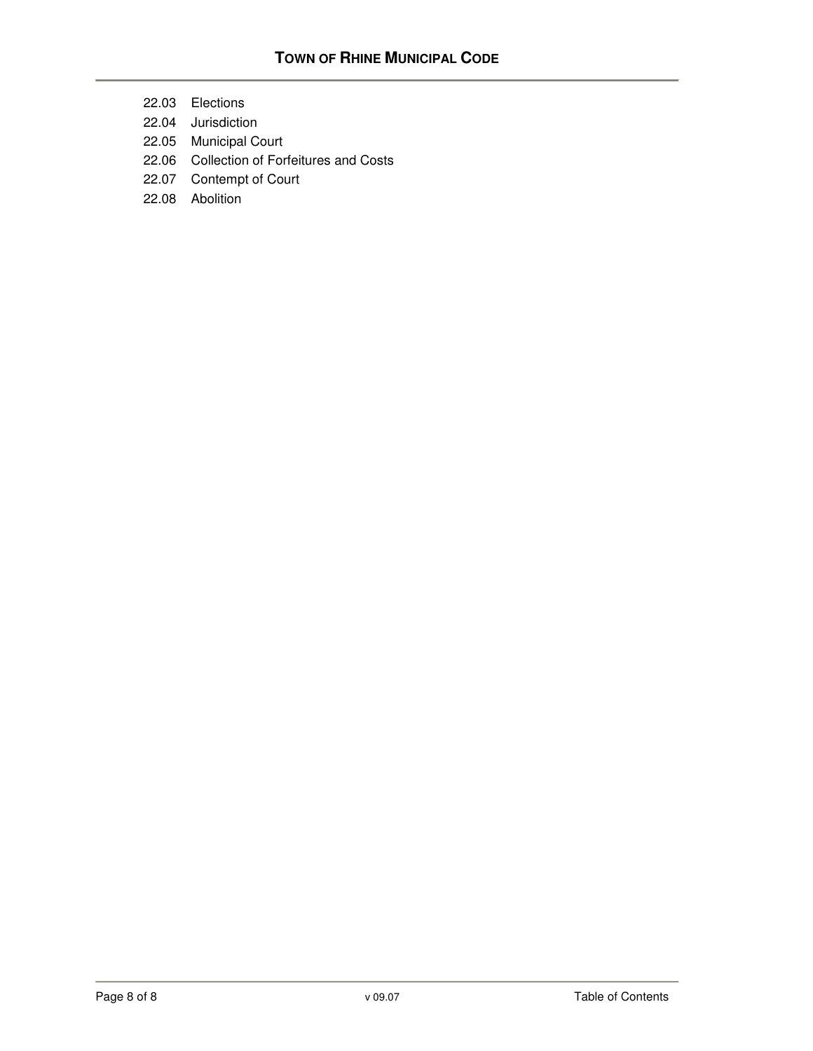22.03 Elections
22.04 Jurisdiction
22.05 Municipal Court
22.06 Collection of Forfeitures and Costs
22.07 Contempt of Court
22.08 Abolition